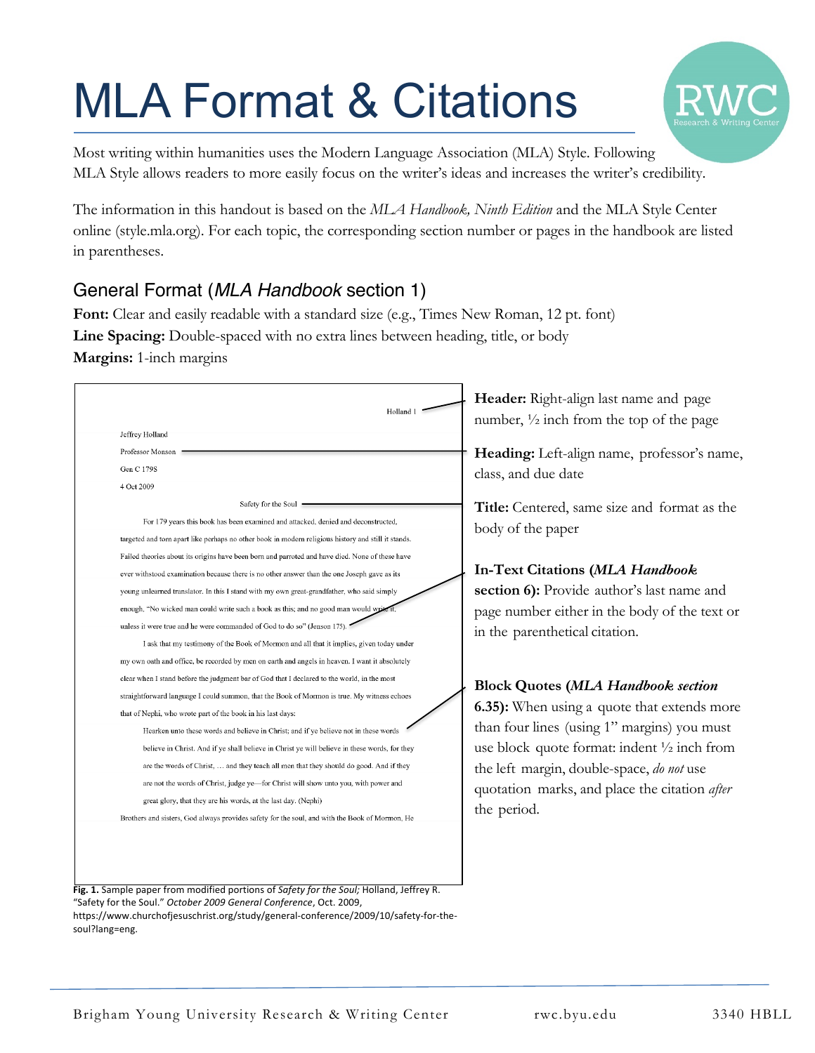# MLA Format & Citations

Most writing within humanities uses the Modern Language Association (MLA) Style. Following MLA Style allows readers to more easily focus on the writer's ideas and increases the writer's credibility.

The information in this handout is based on the *MLA Handbook, Ninth Edition* and the MLA Style Center online (style.mla.org). For each topic, the corresponding section number or pages in the handbook are listed in parentheses.

## General Format (*MLA Handbook* section 1)

**Font:** Clear and easily readable with a standard size (e.g., Times New Roman, 12 pt. font)

**Line Spacing:** Double-spaced with no extra lines between heading, title, or body

**Margins:** 1-inch margins

Holland 1

Jeffrey Holland

Professor Monson

Gen C 179S

4 Oct 2009

Safety for the Soul

For 179 years this book has been examined and attacked, denied and deconstructed, targeted and torn apart like perhaps no other book in modern religious history and still it stands. Failed theories about its origins have been born and parroted and have died. None of these have ever withstood examination because there is no other answer than the one Joseph gave as its young unlearned translator. In this I stand with my own great-grandfather, who said simply enough, "No wicked man could write such a book as this; and no good man would write it, unless it were true and he were commanded of God to do so" (Jenson 175).

I ask that my testimony of the Book of Mormon and all that it implies, given today under my own oath and office, be recorded by men on earth and angels in heaven. I want it absolutely clear when I stand before the judgment bar of God that I declared to the world, in the most straightforward language I could summon, that the Book of Mormon is true. My witness echoes that of Nephi, who wrote part of the book in his last days:

> Hearken unto these words and believe in Christ; and if ye believe not in these words believe in Christ. And if ye shall believe in Christ ye will believe in these words, for they are the words of Christ, … and they teach all men that they should do good. And if they are not the words of Christ, judge ye—for Christ will show unto you, with power and great glory, that they are his words, at the last day. (Nephi)

Brothers and sisters, God always provides safety for the soul, and with the Book of Mormon, He

**Fig. 1.** Sample paper from modified portions of *Safety for the Soul;* Holland, Jeffrey R. "Safety for the Soul." *October 2009 General Conference*, Oct. 2009, https://www.churchofjesuschrist.org/study/general-conference/2009/10/safety-for-the-soul?lang=eng.

**Header:** Right-align last name and page number, ½ inch from the top of the page

**Heading:** Left-align name, professor's name, class, and due date

**Title:** Centered, same size and format as the body of the paper

**In-Text Citations (*MLA Handbook* section 6):** Provide author's last name and page number either in the body of the text or in the parenthetical citation.

**Block Quotes (*MLA Handbook section* 6.35):** When using a quote that extends more than four lines (using 1" margins) you must use block quote format: indent ½ inch from the left margin, double-space, *do not* use quotation marks, and place the citation *after* the period.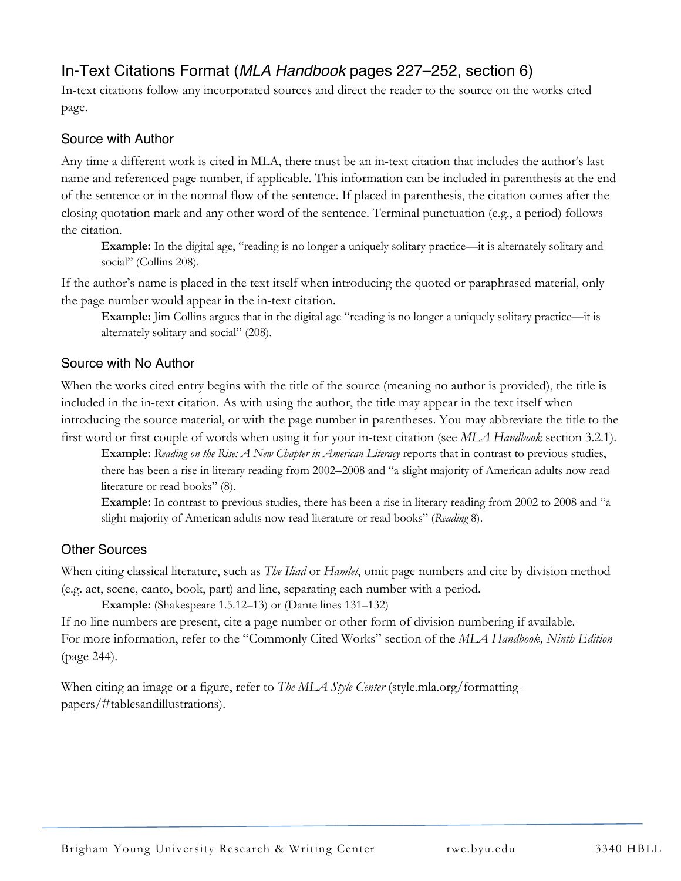## In-Text Citations Format (*MLA Handbook* pages 227–252, section 6)

In-text citations follow any incorporated sources and direct the reader to the source on the works cited page.

### Source with Author

Any time a different work is cited in MLA, there must be an in-text citation that includes the author's last name and referenced page number, if applicable. This information can be included in parenthesis at the end of the sentence or in the normal flow of the sentence. If placed in parenthesis, the citation comes after the closing quotation mark and any other word of the sentence. Terminal punctuation (e.g., a period) follows the citation.

> **Example:** In the digital age, "reading is no longer a uniquely solitary practice—it is alternately solitary and social" (Collins 208).

If the author's name is placed in the text itself when introducing the quoted or paraphrased material, only the page number would appear in the in-text citation.

> **Example:** Jim Collins argues that in the digital age "reading is no longer a uniquely solitary practice—it is alternately solitary and social" (208).

### Source with No Author

When the works cited entry begins with the title of the source (meaning no author is provided), the title is included in the in-text citation. As with using the author, the title may appear in the text itself when introducing the source material, or with the page number in parentheses. You may abbreviate the title to the first word or first couple of words when using it for your in-text citation (see *MLA Handbook* section 3.2.1).

> **Example:** *Reading on the Rise: A New Chapter in American Literacy* reports that in contrast to previous studies, there has been a rise in literary reading from 2002–2008 and "a slight majority of American adults now read literature or read books" (8).
>
> **Example:** In contrast to previous studies, there has been a rise in literary reading from 2002 to 2008 and "a slight majority of American adults now read literature or read books" (*Reading* 8).

### Other Sources

When citing classical literature, such as *The Iliad* or *Hamlet*, omit page numbers and cite by division method (e.g. act, scene, canto, book, part) and line, separating each number with a period.

> **Example:** (Shakespeare 1.5.12–13) or (Dante lines 131–132)

If no line numbers are present, cite a page number or other form of division numbering if available.
For more information, refer to the "Commonly Cited Works" section of the *MLA Handbook, Ninth Edition* (page 244).

When citing an image or a figure, refer to *The MLA Style Center* (style.mla.org/formatting-papers/#tablesandillustrations).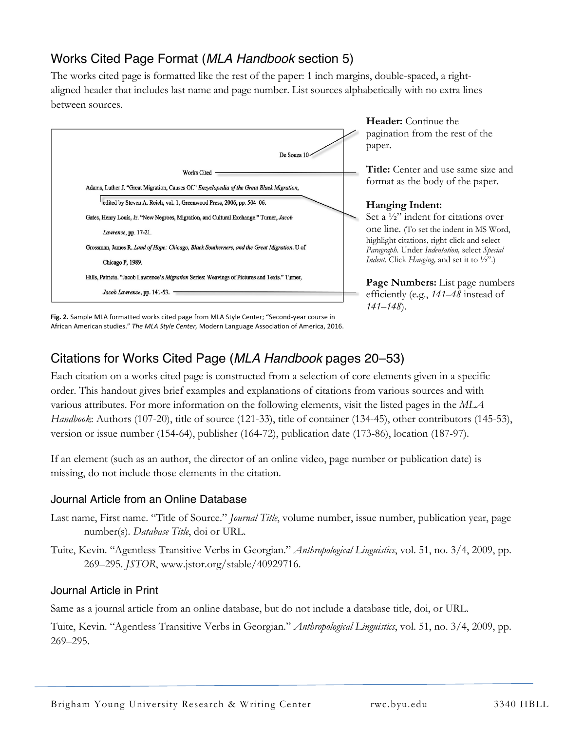## Works Cited Page Format (*MLA Handbook* section 5)

The works cited page is formatted like the rest of the paper: 1 inch margins, double-spaced, a right-aligned header that includes last name and page number. List sources alphabetically with no extra lines between sources.

De Souza 10

Works Cited

Adams, Luther J. "Great Migration, Causes Of." *Encyclopedia of the Great Black Migration*, edited by Steven A. Reich, vol. 1, Greenwood Press, 2006, pp. 504–06.

Gates, Henry Louis, Jr. "New Negroes, Migration, and Cultural Exchange." Turner, *Jacob Lawrence*, pp. 17-21.

Grossman, James R. *Land of Hope: Chicago, Black Southerners, and the Great Migration*. U of Chicago P, 1989.

Hills, Patricia. "Jacob Lawrence's *Migration* Series: Weavings of Pictures and Texts." Turner, *Jacob Lawrence*, pp. 141-53.

**Header:** Continue the pagination from the rest of the paper.

**Title:** Center and use same size and format as the body of the paper.

**Hanging Indent:** Set a ½" indent for citations over one line. (To set the indent in MS Word, highlight citations, right-click and select *Paragraph*. Under *Indentation,* select *Special Indent.* Click *Hanging,* and set it to ½".)

**Page Numbers:** List page numbers efficiently (e.g., *141–48* instead of *141–148*).

**Fig. 2.** Sample MLA formatted works cited page from MLA Style Center; "Second-year course in African American studies." *The MLA Style Center,* Modern Language Association of America, 2016.

## Citations for Works Cited Page (*MLA Handbook* pages 20–53)

Each citation on a works cited page is constructed from a selection of core elements given in a specific order. This handout gives brief examples and explanations of citations from various sources and with various attributes. For more information on the following elements, visit the listed pages in the *MLA Handbook*: Authors (107-20), title of source (121-33), title of container (134-45), other contributors (145-53), version or issue number (154-64), publisher (164-72), publication date (173-86), location (187-97).

If an element (such as an author, the director of an online video, page number or publication date) is missing, do not include those elements in the citation.

### Journal Article from an Online Database

Last name, First name. "Title of Source." *Journal Title*, volume number, issue number, publication year, page number(s). *Database Title*, doi or URL.

Tuite, Kevin. "Agentless Transitive Verbs in Georgian." *Anthropological Linguistics*, vol. 51, no. 3/4, 2009, pp. 269–295. *JSTOR*, www.jstor.org/stable/40929716.

### Journal Article in Print

Same as a journal article from an online database, but do not include a database title, doi, or URL.

Tuite, Kevin. "Agentless Transitive Verbs in Georgian." *Anthropological Linguistics*, vol. 51, no. 3/4, 2009, pp. 269–295.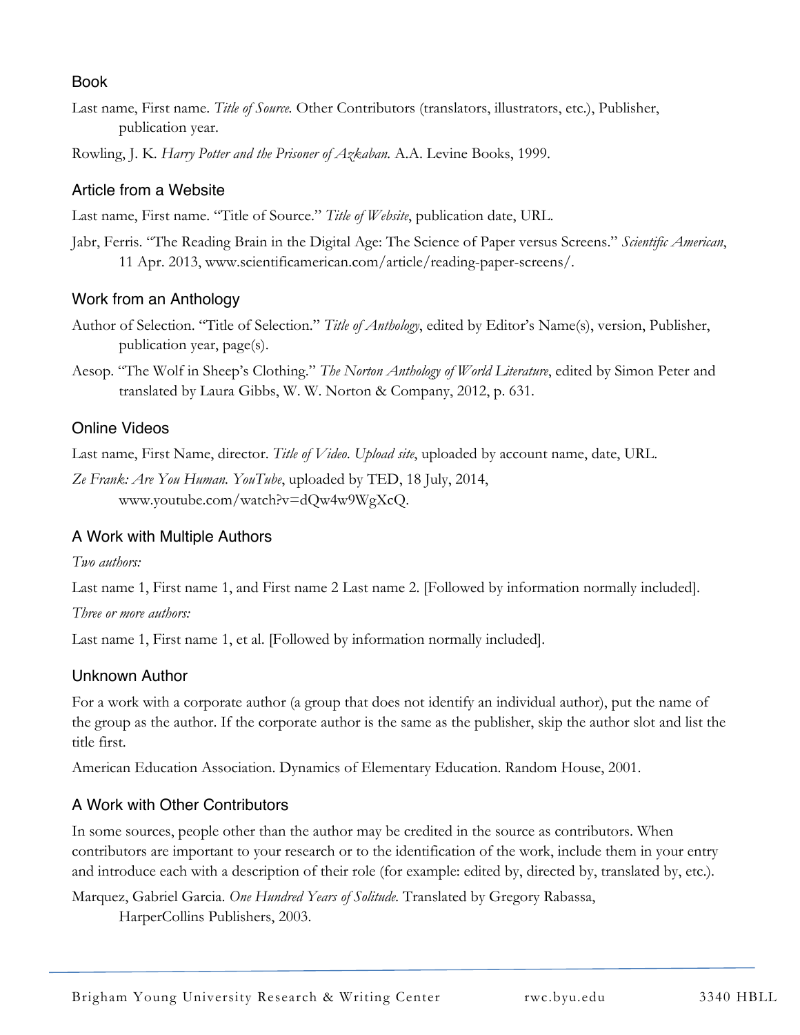### Book

Last name, First name. *Title of Source.* Other Contributors (translators, illustrators, etc.), Publisher, publication year.

Rowling, J. K. *Harry Potter and the Prisoner of Azkaban.* A.A. Levine Books, 1999.

### Article from a Website

Last name, First name. "Title of Source." *Title of Website*, publication date, URL.

Jabr, Ferris. "The Reading Brain in the Digital Age: The Science of Paper versus Screens." *Scientific American*, 11 Apr. 2013, www.scientificamerican.com/article/reading-paper-screens/.

### Work from an Anthology

Author of Selection. "Title of Selection." *Title of Anthology*, edited by Editor's Name(s), version, Publisher, publication year, page(s).

Aesop. "The Wolf in Sheep's Clothing." *The Norton Anthology of World Literature*, edited by Simon Peter and translated by Laura Gibbs, W. W. Norton & Company, 2012, p. 631.

### Online Videos

Last name, First Name, director. *Title of Video. Upload site*, uploaded by account name, date, URL.

*Ze Frank: Are You Human. YouTube*, uploaded by TED, 18 July, 2014, www.youtube.com/watch?v=dQw4w9WgXcQ.

### A Work with Multiple Authors

*Two authors:*

Last name 1, First name 1, and First name 2 Last name 2. [Followed by information normally included].

*Three or more authors:*

Last name 1, First name 1, et al. [Followed by information normally included].

### Unknown Author

For a work with a corporate author (a group that does not identify an individual author), put the name of the group as the author. If the corporate author is the same as the publisher, skip the author slot and list the title first.

American Education Association. Dynamics of Elementary Education. Random House, 2001.

### A Work with Other Contributors

In some sources, people other than the author may be credited in the source as contributors. When contributors are important to your research or to the identification of the work, include them in your entry and introduce each with a description of their role (for example: edited by, directed by, translated by, etc.).

Marquez, Gabriel Garcia. *One Hundred Years of Solitude.* Translated by Gregory Rabassa, HarperCollins Publishers, 2003.